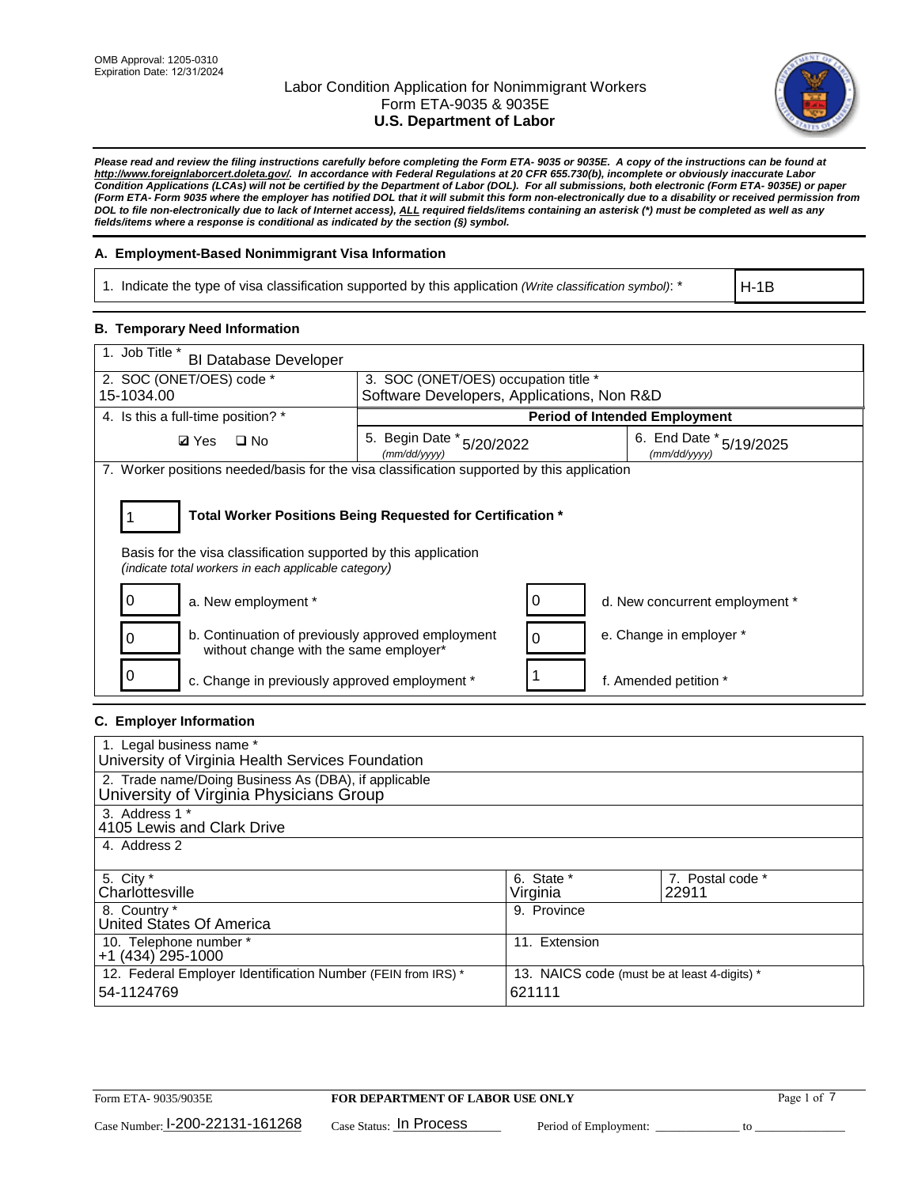OMB Approval: 1205-0310
Expiration Date: 12/31/2024

# Labor Condition Application for Nonimmigrant Workers
## Form ETA-9035 & 9035E
## U.S. Department of Labor

***Please read and review the filing instructions carefully before completing the Form ETA- 9035 or 9035E. A copy of the instructions can be found at http://www.foreignlaborcert.doleta.gov/. In accordance with Federal Regulations at 20 CFR 655.730(b), incomplete or obviously inaccurate Labor Condition Applications (LCAs) will not be certified by the Department of Labor (DOL). For all submissions, both electronic (Form ETA- 9035E) or paper (Form ETA- Form 9035 where the employer has notified DOL that it will submit this form non-electronically due to a disability or received permission from DOL to file non-electronically due to lack of Internet access), ALL required fields/items containing an asterisk (*) must be completed as well as any fields/items where a response is conditional as indicated by the section (§) symbol.***

### A. Employment-Based Nonimmigrant Visa Information

| 1. Indicate the type of visa classification supported by this application *(Write classification symbol)*: * | H-1B |
|---|---|

### B. Temporary Need Information

| 1. Job Title * BI Database Developer | | |
|---|---|---|
| 2. SOC (ONET/OES) code * 15-1034.00 | 3. SOC (ONET/OES) occupation title * Software Developers, Applications, Non R&D | |
| 4. Is this a full-time position? * | **Period of Intended Employment** | |
| ☑ Yes ☐ No | 5. Begin Date * *(mm/dd/yyyy)* 5/20/2022 | 6. End Date * *(mm/dd/yyyy)* 5/19/2025 |

7. Worker positions needed/basis for the visa classification supported by this application

**Total Worker Positions Being Requested for Certification *** 1

Basis for the visa classification supported by this application
*(indicate total workers in each applicable category)*

| | | | |
|---|---|---|---|
| 0 | a. New employment * | 0 | d. New concurrent employment * |
| 0 | b. Continuation of previously approved employment without change with the same employer* | 0 | e. Change in employer * |
| 0 | c. Change in previously approved employment * | 1 | f. Amended petition * |

### C. Employer Information

| | | |
|---|---|---|
| 1. Legal business name * University of Virginia Health Services Foundation | | |
| 2. Trade name/Doing Business As (DBA), if applicable University of Virginia Physicians Group | | |
| 3. Address 1 * 4105 Lewis and Clark Drive | | |
| 4. Address 2 | | |
| 5. City * Charlottesville | 6. State * Virginia | 7. Postal code * 22911 |
| 8. Country * United States Of America | 9. Province | |
| 10. Telephone number * +1 (434) 295-1000 | 11. Extension | |
| 12. Federal Employer Identification Number (FEIN from IRS) * 54-1124769 | 13. NAICS code (must be at least 4-digits) * 621111 | |

Form ETA- 9035/9035E | **FOR DEPARTMENT OF LABOR USE ONLY**

Case Number: I-200-22131-161268 Case Status: In Process Period of Employment: ____________ to ____________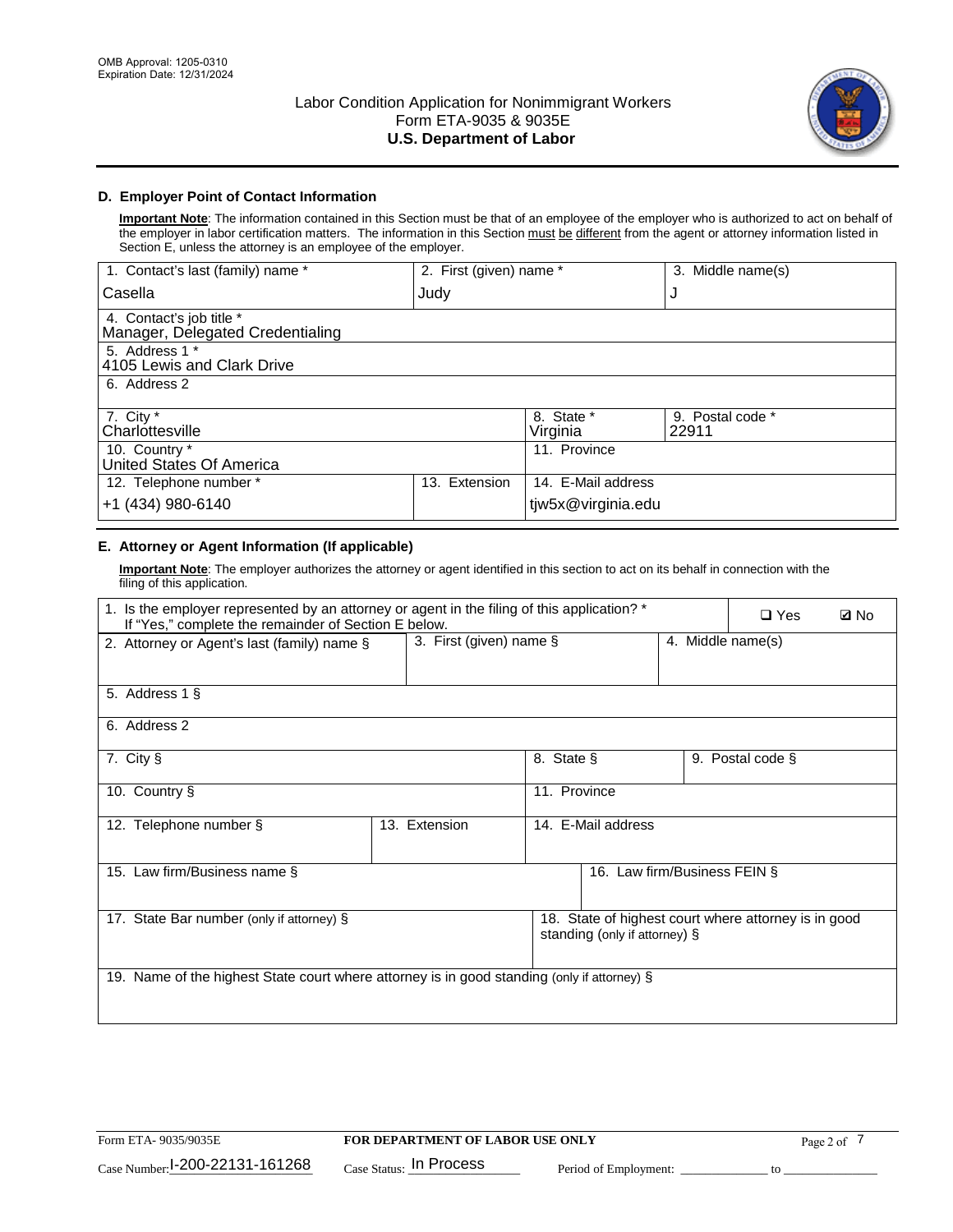OMB Approval: 1205-0310
Expiration Date: 12/31/2024

Labor Condition Application for Nonimmigrant Workers
Form ETA-9035 & 9035E
**U.S. Department of Labor**

## D. Employer Point of Contact Information

**Important Note**: The information contained in this Section must be that of an employee of the employer who is authorized to act on behalf of the employer in labor certification matters. The information in this Section must be different from the agent or attorney information listed in Section E, unless the attorney is an employee of the employer.

| 1. Contact's last (family) name * | 2. First (given) name * | 3. Middle name(s) |
|---|---|---|
| Casella | Judy | J |
| 4. Contact's job title * Manager, Delegated Credentialing | | |
| 5. Address 1 * 4105 Lewis and Clark Drive | | |
| 6. Address 2 | | |
| 7. City * Charlottesville | 8. State * Virginia | 9. Postal code * 22911 |
| 10. Country * United States Of America | 11. Province | |
| 12. Telephone number * +1 (434) 980-6140 | 13. Extension | 14. E-Mail address tjw5x@virginia.edu |

## E. Attorney or Agent Information (If applicable)

**Important Note**: The employer authorizes the attorney or agent identified in this section to act on its behalf in connection with the filing of this application.

| 1. Is the employer represented by an attorney or agent in the filing of this application? * If "Yes," complete the remainder of Section E below. | ☐ Yes | ☑ No |
|---|---|---|
| 2. Attorney or Agent's last (family) name § | 3. First (given) name § | 4. Middle name(s) |
| 5. Address 1 § | | |
| 6. Address 2 | | |
| 7. City § | 8. State § | 9. Postal code § |
| 10. Country § | 11. Province | |
| 12. Telephone number § | 13. Extension | 14. E-Mail address |
| 15. Law firm/Business name § | 16. Law firm/Business FEIN § | |
| 17. State Bar number (only if attorney) § | 18. State of highest court where attorney is in good standing (only if attorney) § | |
| 19. Name of the highest State court where attorney is in good standing (only if attorney) § | | |

Form ETA- 9035/9035E | FOR DEPARTMENT OF LABOR USE ONLY

Case Number: I-200-22131-161268 Case Status: In Process Period of Employment: _____________ to _______________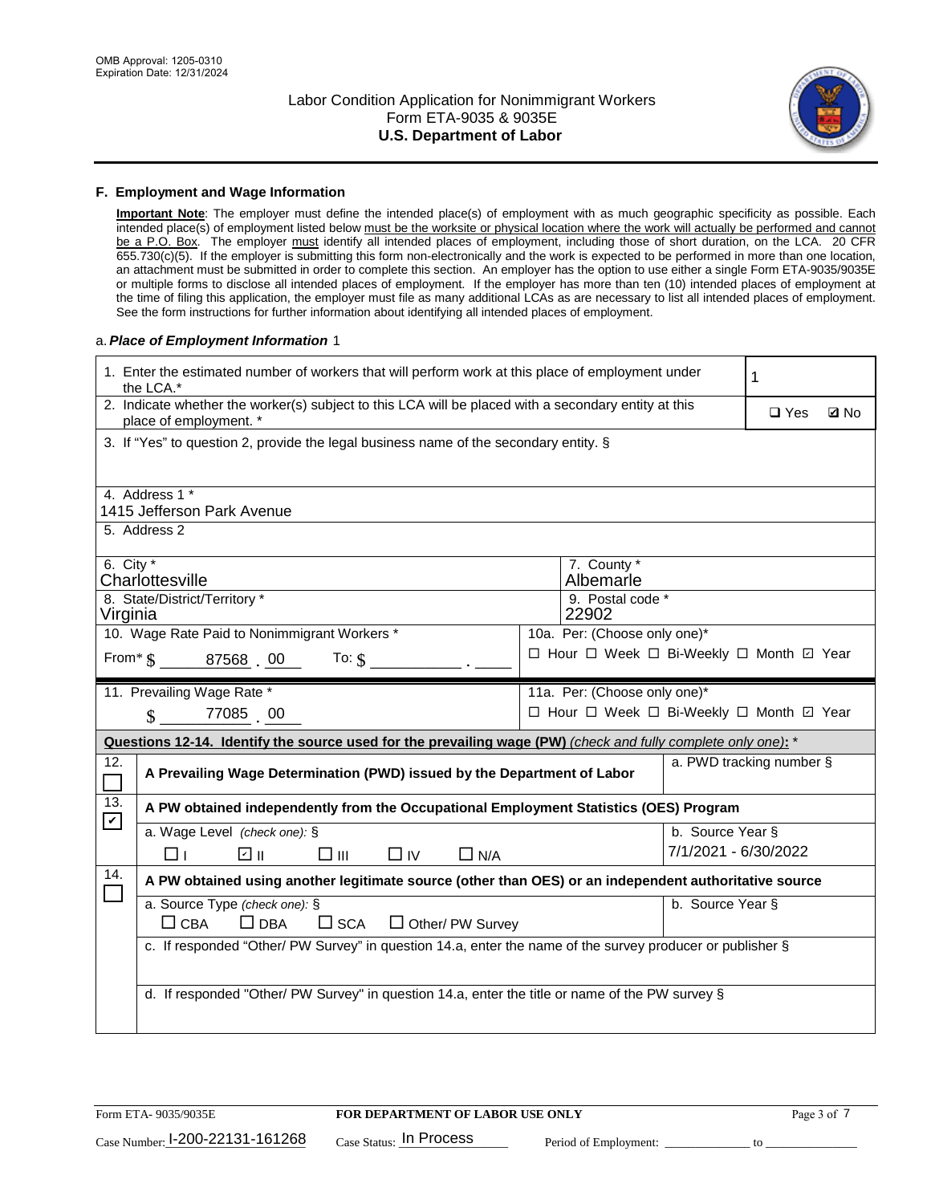### F. Employment and Wage Information

**Important Note**: The employer must define the intended place(s) of employment with as much geographic specificity as possible. Each intended place(s) of employment listed below must be the worksite or physical location where the work will actually be performed and cannot be a P.O. Box. The employer must identify all intended places of employment, including those of short duration, on the LCA. 20 CFR 655.730(c)(5). If the employer is submitting this form non-electronically and the work is expected to be performed in more than one location, an attachment must be submitted in order to complete this section. An employer has the option to use either a single Form ETA-9035/9035E or multiple forms to disclose all intended places of employment. If the employer has more than ten (10) intended places of employment at the time of filing this application, the employer must file as many additional LCAs as are necessary to list all intended places of employment. See the form instructions for further information about identifying all intended places of employment.

a. *Place of Employment Information* 1

| | |
|---|---|
| 1. Enter the estimated number of workers that will perform work at this place of employment under the LCA.* | 1 |
| 2. Indicate whether the worker(s) subject to this LCA will be placed with a secondary entity at this place of employment. * | ☐ Yes ☑ No |
| 3. If "Yes" to question 2, provide the legal business name of the secondary entity. § | |
| 4. Address 1 * 1415 Jefferson Park Avenue | |
| 5. Address 2 | |
| 6. City * Charlottesville | 7. County * Albemarle |
| 8. State/District/Territory * Virginia | 9. Postal code * 22902 |
| 10. Wage Rate Paid to Nonimmigrant Workers * From* $ 87568 . 00 To: $ | 10a. Per: (Choose only one)* ☐ Hour ☐ Week ☐ Bi-Weekly ☐ Month ☑ Year |
| 11. Prevailing Wage Rate * $ 77085 . 00 | 11a. Per: (Choose only one)* ☐ Hour ☐ Week ☐ Bi-Weekly ☐ Month ☑ Year |

**Questions 12-14. Identify the source used for the prevailing wage (PW)** *(check and fully complete only one)*: *

| | | |
|---|---|---|
| 12. ☐ | **A Prevailing Wage Determination (PWD) issued by the Department of Labor** | a. PWD tracking number § |
| 13. ☑ | **A PW obtained independently from the Occupational Employment Statistics (OES) Program** | |
| | a. Wage Level *(check one)*: § ☐ I ☑ II ☐ III ☐ IV ☐ N/A | b. Source Year § 7/1/2021 - 6/30/2022 |
| 14. ☐ | **A PW obtained using another legitimate source (other than OES) or an independent authoritative source** | |
| | a. Source Type *(check one)*: § ☐ CBA ☐ DBA ☐ SCA ☐ Other/ PW Survey | b. Source Year § |
| | c. If responded "Other/ PW Survey" in question 14.a, enter the name of the survey producer or publisher § | |
| | d. If responded "Other/ PW Survey" in question 14.a, enter the title or name of the PW survey § | |

Form ETA- 9035/9035E | **FOR DEPARTMENT OF LABOR USE ONLY**

Case Number: I-200-22131-161268 Case Status: In Process Period of Employment: ____________ to ____________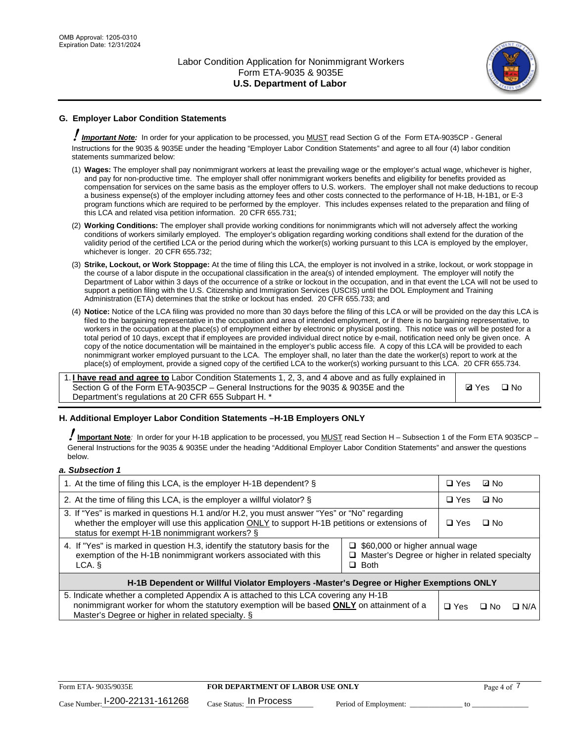## G. Employer Labor Condition Statements

! ***Important Note:*** In order for your application to be processed, you MUST read Section G of the Form ETA-9035CP - General Instructions for the 9035 & 9035E under the heading "Employer Labor Condition Statements" and agree to all four (4) labor condition statements summarized below:

(1) **Wages:** The employer shall pay nonimmigrant workers at least the prevailing wage or the employer's actual wage, whichever is higher, and pay for non-productive time. The employer shall offer nonimmigrant workers benefits and eligibility for benefits provided as compensation for services on the same basis as the employer offers to U.S. workers. The employer shall not make deductions to recoup a business expense(s) of the employer including attorney fees and other costs connected to the performance of H-1B, H-1B1, or E-3 program functions which are required to be performed by the employer. This includes expenses related to the preparation and filing of this LCA and related visa petition information. 20 CFR 655.731;

(2) **Working Conditions:** The employer shall provide working conditions for nonimmigrants which will not adversely affect the working conditions of workers similarly employed. The employer's obligation regarding working conditions shall extend for the duration of the validity period of the certified LCA or the period during which the worker(s) working pursuant to this LCA is employed by the employer, whichever is longer. 20 CFR 655.732;

(3) **Strike, Lockout, or Work Stoppage:** At the time of filing this LCA, the employer is not involved in a strike, lockout, or work stoppage in the course of a labor dispute in the occupational classification in the area(s) of intended employment. The employer will notify the Department of Labor within 3 days of the occurrence of a strike or lockout in the occupation, and in that event the LCA will not be used to support a petition filing with the U.S. Citizenship and Immigration Services (USCIS) until the DOL Employment and Training Administration (ETA) determines that the strike or lockout has ended. 20 CFR 655.733; and

(4) **Notice:** Notice of the LCA filing was provided no more than 30 days before the filing of this LCA or will be provided on the day this LCA is filed to the bargaining representative in the occupation and area of intended employment, or if there is no bargaining representative, to workers in the occupation at the place(s) of employment either by electronic or physical posting. This notice was or will be posted for a total period of 10 days, except that if employees are provided individual direct notice by e-mail, notification need only be given once. A copy of the notice documentation will be maintained in the employer's public access file. A copy of this LCA will be provided to each nonimmigrant worker employed pursuant to the LCA. The employer shall, no later than the date the worker(s) report to work at the place(s) of employment, provide a signed copy of the certified LCA to the worker(s) working pursuant to this LCA. 20 CFR 655.734.

| | |
|---|---|
| 1. **I have read and agree to** Labor Condition Statements 1, 2, 3, and 4 above and as fully explained in Section G of the Form ETA-9035CP – General Instructions for the 9035 & 9035E and the Department's regulations at 20 CFR 655 Subpart H. * | ☑ Yes ☐ No |

## H. Additional Employer Labor Condition Statements –H-1B Employers ONLY

! **Important Note**: In order for your H-1B application to be processed, you MUST read Section H – Subsection 1 of the Form ETA 9035CP – General Instructions for the 9035 & 9035E under the heading "Additional Employer Labor Condition Statements" and answer the questions below.

### *a. Subsection 1*

| | |
|---|---|
| 1. At the time of filing this LCA, is the employer H-1B dependent? § | ☐ Yes ☑ No |
| 2. At the time of filing this LCA, is the employer a willful violator? § | ☐ Yes ☑ No |
| 3. If "Yes" is marked in questions H.1 and/or H.2, you must answer "Yes" or "No" regarding whether the employer will use this application ONLY to support H-1B petitions or extensions of status for exempt H-1B nonimmigrant workers? § | ☐ Yes ☐ No |
| 4. If "Yes" is marked in question H.3, identify the statutory basis for the exemption of the H-1B nonimmigrant workers associated with this LCA. § | ☐ $60,000 or higher annual wage<br>☐ Master's Degree or higher in related specialty<br>☐ Both |
| **H-1B Dependent or Willful Violator Employers -Master's Degree or Higher Exemptions ONLY** | |
| 5. Indicate whether a completed Appendix A is attached to this LCA covering any H-1B nonimmigrant worker for whom the statutory exemption will be based **ONLY** on attainment of a Master's Degree or higher in related specialty. § | ☐ Yes ☐ No ☐ N/A |

Case Number: I-200-22131-161268 Case Status: In Process Period of Employment: _____________ to _______________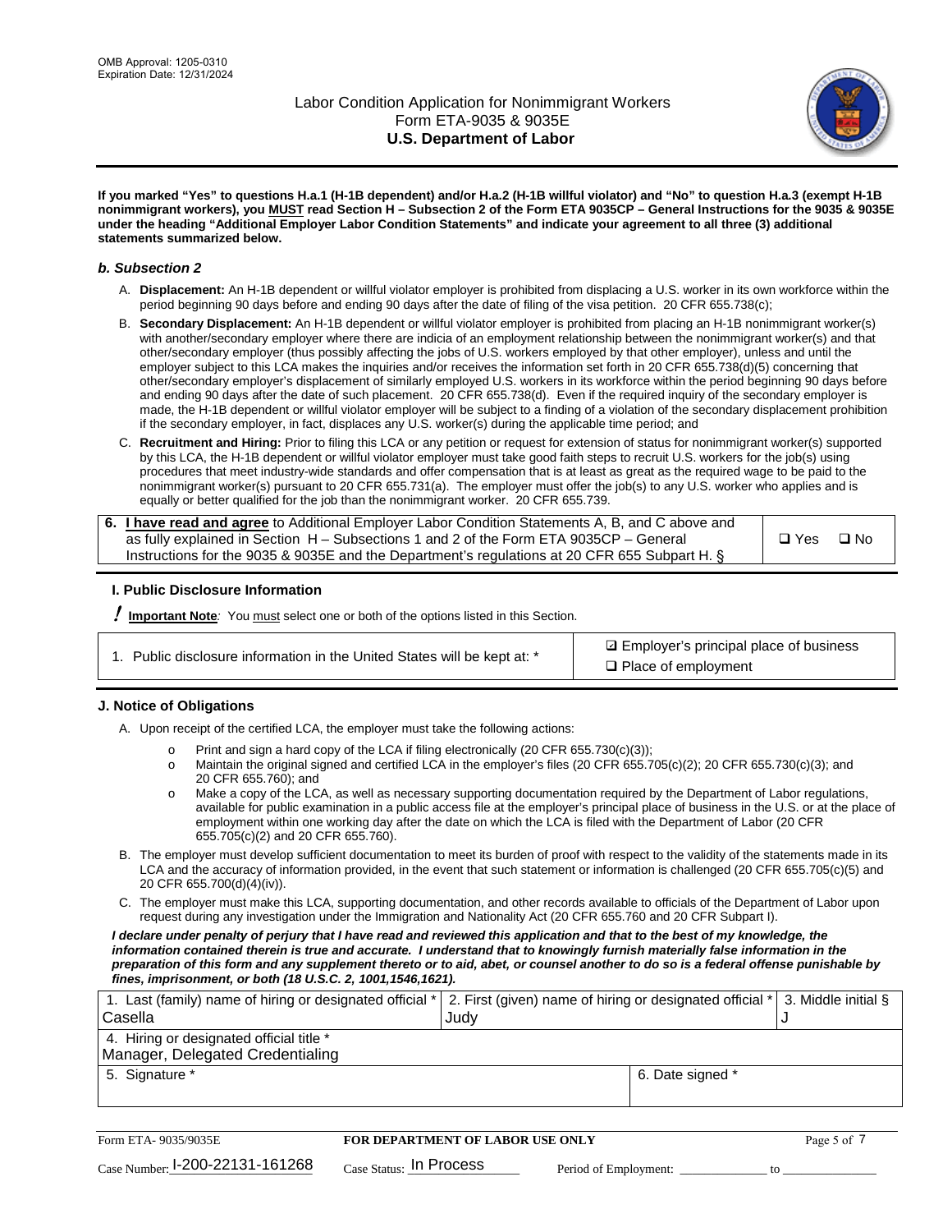**If you marked "Yes" to questions H.a.1 (H-1B dependent) and/or H.a.2 (H-1B willful violator) and "No" to question H.a.3 (exempt H-1B nonimmigrant workers), you MUST read Section H – Subsection 2 of the Form ETA 9035CP – General Instructions for the 9035 & 9035E under the heading "Additional Employer Labor Condition Statements" and indicate your agreement to all three (3) additional statements summarized below.**

### *b. Subsection 2*

A. **Displacement:** An H-1B dependent or willful violator employer is prohibited from displacing a U.S. worker in its own workforce within the period beginning 90 days before and ending 90 days after the date of filing of the visa petition. 20 CFR 655.738(c);

B. **Secondary Displacement:** An H-1B dependent or willful violator employer is prohibited from placing an H-1B nonimmigrant worker(s) with another/secondary employer where there are indicia of an employment relationship between the nonimmigrant worker(s) and that other/secondary employer (thus possibly affecting the jobs of U.S. workers employed by that other employer), unless and until the employer subject to this LCA makes the inquiries and/or receives the information set forth in 20 CFR 655.738(d)(5) concerning that other/secondary employer's displacement of similarly employed U.S. workers in its workforce within the period beginning 90 days before and ending 90 days after the date of such placement. 20 CFR 655.738(d). Even if the required inquiry of the secondary employer is made, the H-1B dependent or willful violator employer will be subject to a finding of a violation of the secondary displacement prohibition if the secondary employer, in fact, displaces any U.S. worker(s) during the applicable time period; and

C. **Recruitment and Hiring:** Prior to filing this LCA or any petition or request for extension of status for nonimmigrant worker(s) supported by this LCA, the H-1B dependent or willful violator employer must take good faith steps to recruit U.S. workers for the job(s) using procedures that meet industry-wide standards and offer compensation that is at least as great as the required wage to be paid to the nonimmigrant worker(s) pursuant to 20 CFR 655.731(a). The employer must offer the job(s) to any U.S. worker who applies and is equally or better qualified for the job than the nonimmigrant worker. 20 CFR 655.739.

| 6. **I have read and agree** to Additional Employer Labor Condition Statements A, B, and C above and as fully explained in Section H – Subsections 1 and 2 of the Form ETA 9035CP – General Instructions for the 9035 & 9035E and the Department's regulations at 20 CFR 655 Subpart H. § | ❑ Yes ❑ No |
|---|---|

## I. Public Disclosure Information

**! Important Note**: You must select one or both of the options listed in this Section.

| 1. Public disclosure information in the United States will be kept at: * | ☑ Employer's principal place of business<br>❑ Place of employment |
|---|---|

## J. Notice of Obligations

A. Upon receipt of the certified LCA, the employer must take the following actions:

- o Print and sign a hard copy of the LCA if filing electronically (20 CFR 655.730(c)(3));
- o Maintain the original signed and certified LCA in the employer's files (20 CFR 655.705(c)(2); 20 CFR 655.730(c)(3); and 20 CFR 655.760); and
- o Make a copy of the LCA, as well as necessary supporting documentation required by the Department of Labor regulations, available for public examination in a public access file at the employer's principal place of business in the U.S. or at the place of employment within one working day after the date on which the LCA is filed with the Department of Labor (20 CFR 655.705(c)(2) and 20 CFR 655.760).

B. The employer must develop sufficient documentation to meet its burden of proof with respect to the validity of the statements made in its LCA and the accuracy of information provided, in the event that such statement or information is challenged (20 CFR 655.705(c)(5) and 20 CFR 655.700(d)(4)(iv)).

C. The employer must make this LCA, supporting documentation, and other records available to officials of the Department of Labor upon request during any investigation under the Immigration and Nationality Act (20 CFR 655.760 and 20 CFR Subpart I).

***I declare under penalty of perjury that I have read and reviewed this application and that to the best of my knowledge, the information contained therein is true and accurate. I understand that to knowingly furnish materially false information in the preparation of this form and any supplement thereto or to aid, abet, or counsel another to do so is a federal offense punishable by fines, imprisonment, or both (18 U.S.C. 2, 1001,1546,1621).***

| 1. Last (family) name of hiring or designated official *<br>Casella | 2. First (given) name of hiring or designated official *<br>Judy | 3. Middle initial §<br>J |
|---|---|---|
| 4. Hiring or designated official title *<br>Manager, Delegated Credentialing | | |
| 5. Signature * | 6. Date signed * | |

Form ETA- 9035/9035E | **FOR DEPARTMENT OF LABOR USE ONLY**

Case Number: I-200-22131-161268 Case Status: In Process Period of Employment: _____________ to _____________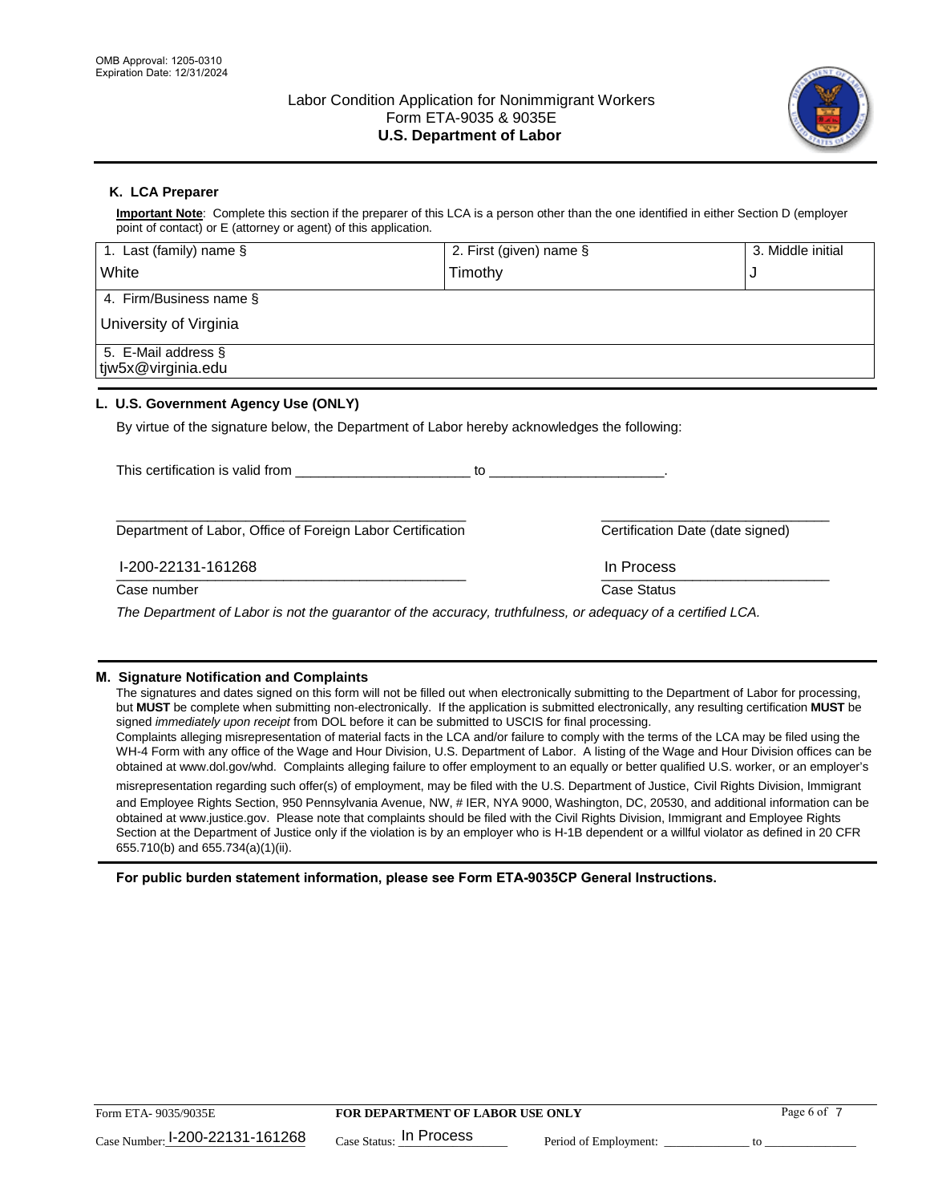OMB Approval: 1205-0310
Expiration Date: 12/31/2024

# Labor Condition Application for Nonimmigrant Workers
Form ETA-9035 & 9035E
**U.S. Department of Labor**

## K. LCA Preparer

**Important Note**: Complete this section if the preparer of this LCA is a person other than the one identified in either Section D (employer point of contact) or E (attorney or agent) of this application.

| 1. Last (family) name § | 2. First (given) name § | 3. Middle initial |
|---|---|---|
| White | Timothy | J |
| 4. Firm/Business name § | | |
| University of Virginia | | |
| 5. E-Mail address § | | |
| tjw5x@virginia.edu | | |

## L. U.S. Government Agency Use (ONLY)

By virtue of the signature below, the Department of Labor hereby acknowledges the following:

This certification is valid from ______________________ to ______________________.

______________________________________________ Department of Labor, Office of Foreign Labor Certification

______________________________ Certification Date (date signed)

I-200-22131-161268
Case number

In Process
Case Status

*The Department of Labor is not the guarantor of the accuracy, truthfulness, or adequacy of a certified LCA.*

## M. Signature Notification and Complaints

The signatures and dates signed on this form will not be filled out when electronically submitting to the Department of Labor for processing, but **MUST** be complete when submitting non-electronically. If the application is submitted electronically, any resulting certification **MUST** be signed *immediately upon receipt* from DOL before it can be submitted to USCIS for final processing.

Complaints alleging misrepresentation of material facts in the LCA and/or failure to comply with the terms of the LCA may be filed using the WH-4 Form with any office of the Wage and Hour Division, U.S. Department of Labor. A listing of the Wage and Hour Division offices can be obtained at www.dol.gov/whd. Complaints alleging failure to offer employment to an equally or better qualified U.S. worker, or an employer's misrepresentation regarding such offer(s) of employment, may be filed with the U.S. Department of Justice, Civil Rights Division, Immigrant and Employee Rights Section, 950 Pennsylvania Avenue, NW, # IER, NYA 9000, Washington, DC, 20530, and additional information can be obtained at www.justice.gov. Please note that complaints should be filed with the Civil Rights Division, Immigrant and Employee Rights Section at the Department of Justice only if the violation is by an employer who is H-1B dependent or a willful violator as defined in 20 CFR 655.710(b) and 655.734(a)(1)(ii).

**For public burden statement information, please see Form ETA-9035CP General Instructions.**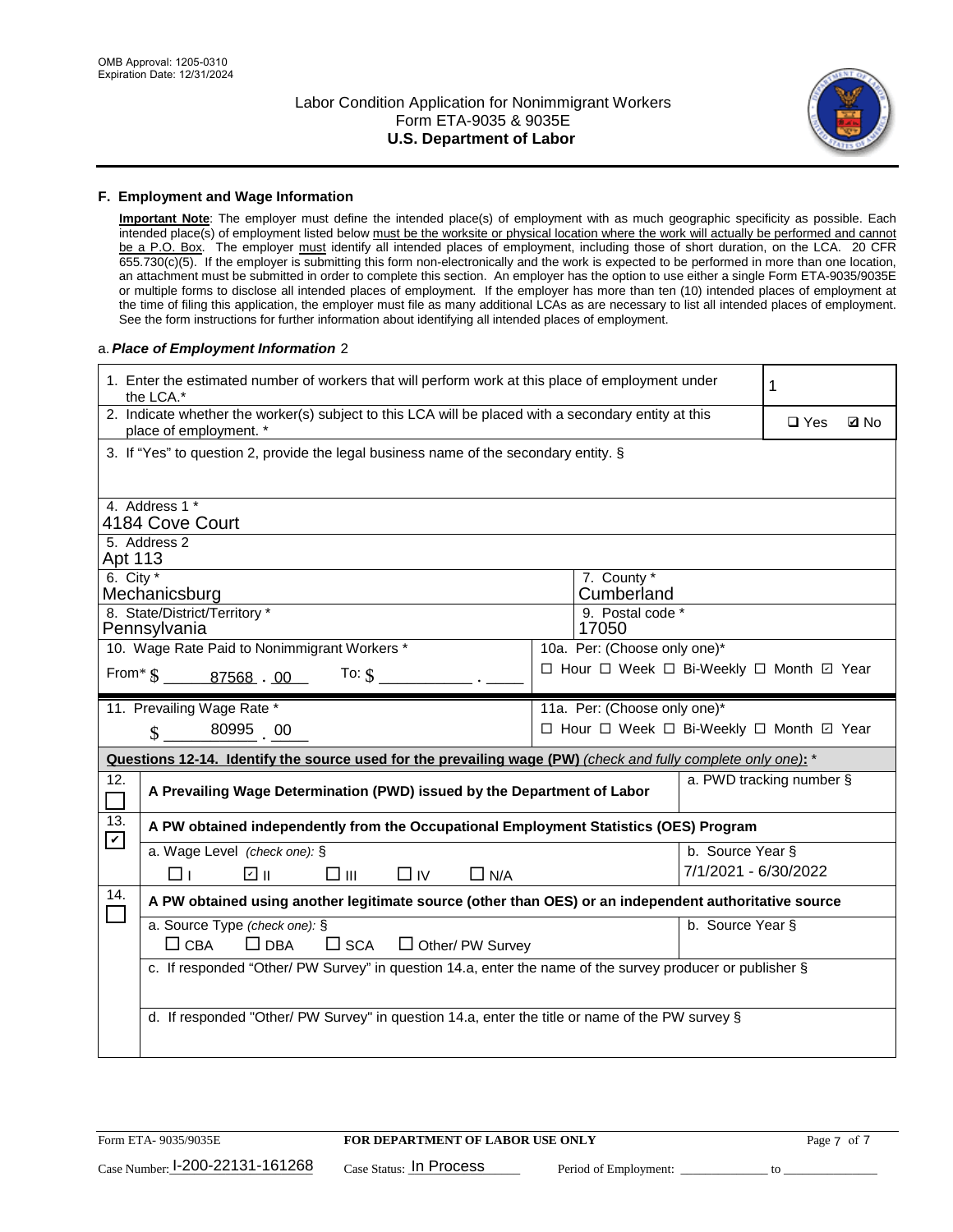OMB Approval: 1205-0310
Expiration Date: 12/31/2024

# Labor Condition Application for Nonimmigrant Workers
## Form ETA-9035 & 9035E
## U.S. Department of Labor

### F. Employment and Wage Information

**Important Note**: The employer must define the intended place(s) of employment with as much geographic specificity as possible. Each intended place(s) of employment listed below must be the worksite or physical location where the work will actually be performed and cannot be a P.O. Box. The employer must identify all intended places of employment, including those of short duration, on the LCA. 20 CFR 655.730(c)(5). If the employer is submitting this form non-electronically and the work is expected to be performed in more than one location, an attachment must be submitted in order to complete this section. An employer has the option to use either a single Form ETA-9035/9035E or multiple forms to disclose all intended places of employment. If the employer has more than ten (10) intended places of employment at the time of filing this application, the employer must file as many additional LCAs as are necessary to list all intended places of employment. See the form instructions for further information about identifying all intended places of employment.

a. *Place of Employment Information* 2

| | |
|---|---|
| 1. Enter the estimated number of workers that will perform work at this place of employment under the LCA.* | 1 |
| 2. Indicate whether the worker(s) subject to this LCA will be placed with a secondary entity at this place of employment. * | ☐ Yes ☑ No |
| 3. If "Yes" to question 2, provide the legal business name of the secondary entity. § | |
| 4. Address 1 * 4184 Cove Court | |
| 5. Address 2 Apt 113 | |
| 6. City * Mechanicsburg | 7. County * Cumberland |
| 8. State/District/Territory * Pennsylvania | 9. Postal code * 17050 |
| 10. Wage Rate Paid to Nonimmigrant Workers * From* $ 87568 . 00 To: $ ______ . ____ | 10a. Per: (Choose only one)* ☐ Hour ☐ Week ☐ Bi-Weekly ☐ Month ☑ Year |
| 11. Prevailing Wage Rate * $ 80995 . 00 | 11a. Per: (Choose only one)* ☐ Hour ☐ Week ☐ Bi-Weekly ☐ Month ☑ Year |

**Questions 12-14. Identify the source used for the prevailing wage (PW)** *(check and fully complete only one)*: *

| | | |
|---|---|---|
| 12. ☐ | **A Prevailing Wage Determination (PWD) issued by the Department of Labor** | a. PWD tracking number § |
| 13. ☑ | **A PW obtained independently from the Occupational Employment Statistics (OES) Program** | |
| | a. Wage Level *(check one)*: § ☐ I ☑ II ☐ III ☐ IV ☐ N/A | b. Source Year § 7/1/2021 - 6/30/2022 |
| 14. ☐ | **A PW obtained using another legitimate source (other than OES) or an independent authoritative source** | |
| | a. Source Type *(check one)*: § ☐ CBA ☐ DBA ☐ SCA ☐ Other/ PW Survey | b. Source Year § |
| | c. If responded "Other/ PW Survey" in question 14.a, enter the name of the survey producer or publisher § | |
| | d. If responded "Other/ PW Survey" in question 14.a, enter the title or name of the PW survey § | |

Form ETA- 9035/9035E | **FOR DEPARTMENT OF LABOR USE ONLY**

Case Number: I-200-22131-161268 Case Status: In Process Period of Employment: ____________ to ____________